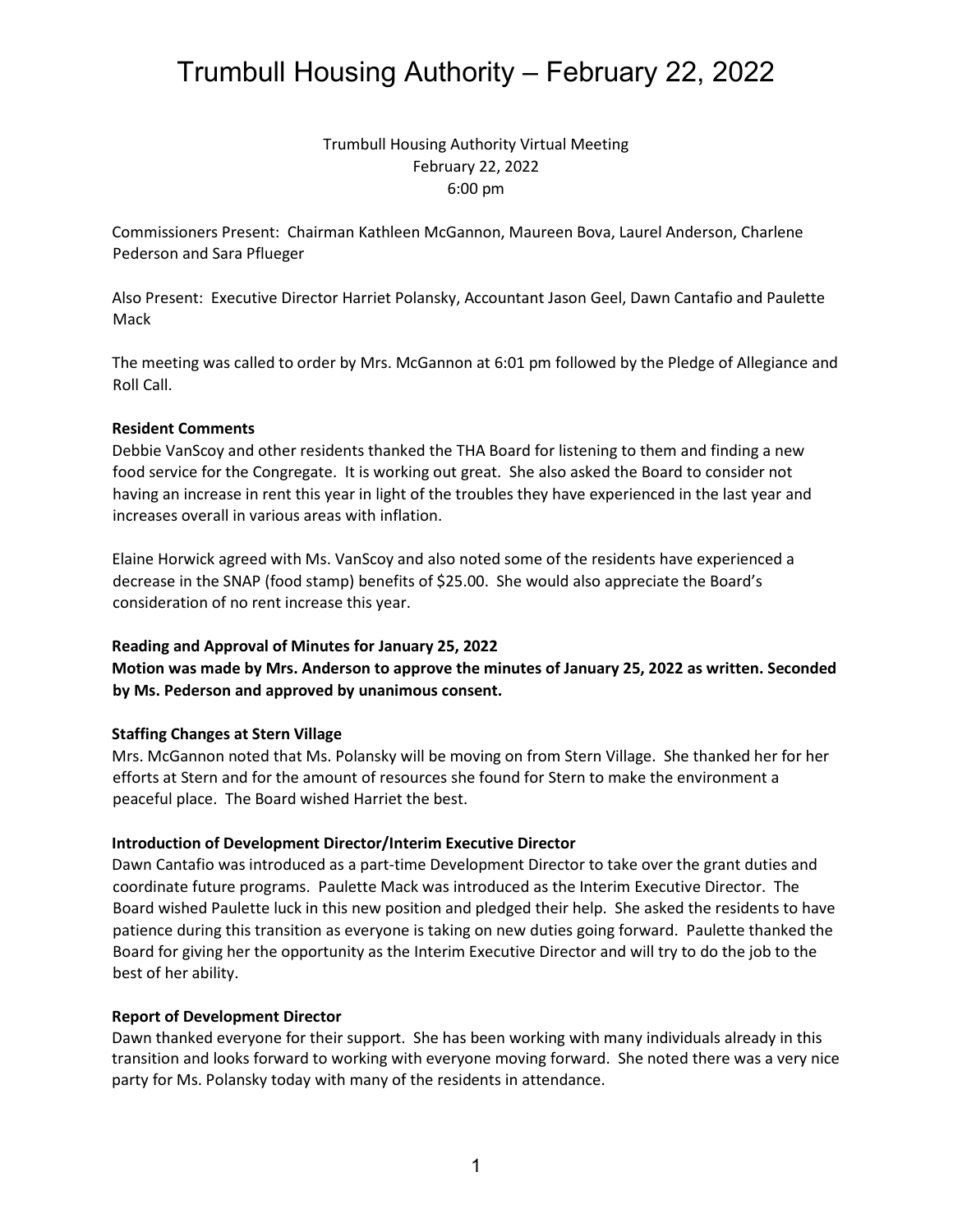# Trumbull Housing Authority – February 22, 2022

Trumbull Housing Authority Virtual Meeting
February 22, 2022
6:00 pm

Commissioners Present: Chairman Kathleen McGannon, Maureen Bova, Laurel Anderson, Charlene Pederson and Sara Pflueger

Also Present: Executive Director Harriet Polansky, Accountant Jason Geel, Dawn Cantafio and Paulette Mack

The meeting was called to order by Mrs. McGannon at 6:01 pm followed by the Pledge of Allegiance and Roll Call.

**Resident Comments**

Debbie VanScoy and other residents thanked the THA Board for listening to them and finding a new food service for the Congregate. It is working out great. She also asked the Board to consider not having an increase in rent this year in light of the troubles they have experienced in the last year and increases overall in various areas with inflation.

Elaine Horwick agreed with Ms. VanScoy and also noted some of the residents have experienced a decrease in the SNAP (food stamp) benefits of $25.00. She would also appreciate the Board's consideration of no rent increase this year.

**Reading and Approval of Minutes for January 25, 2022**

**Motion was made by Mrs. Anderson to approve the minutes of January 25, 2022 as written. Seconded by Ms. Pederson and approved by unanimous consent.**

**Staffing Changes at Stern Village**

Mrs. McGannon noted that Ms. Polansky will be moving on from Stern Village. She thanked her for her efforts at Stern and for the amount of resources she found for Stern to make the environment a peaceful place. The Board wished Harriet the best.

**Introduction of Development Director/Interim Executive Director**

Dawn Cantafio was introduced as a part-time Development Director to take over the grant duties and coordinate future programs. Paulette Mack was introduced as the Interim Executive Director. The Board wished Paulette luck in this new position and pledged their help. She asked the residents to have patience during this transition as everyone is taking on new duties going forward. Paulette thanked the Board for giving her the opportunity as the Interim Executive Director and will try to do the job to the best of her ability.

**Report of Development Director**

Dawn thanked everyone for their support. She has been working with many individuals already in this transition and looks forward to working with everyone moving forward. She noted there was a very nice party for Ms. Polansky today with many of the residents in attendance.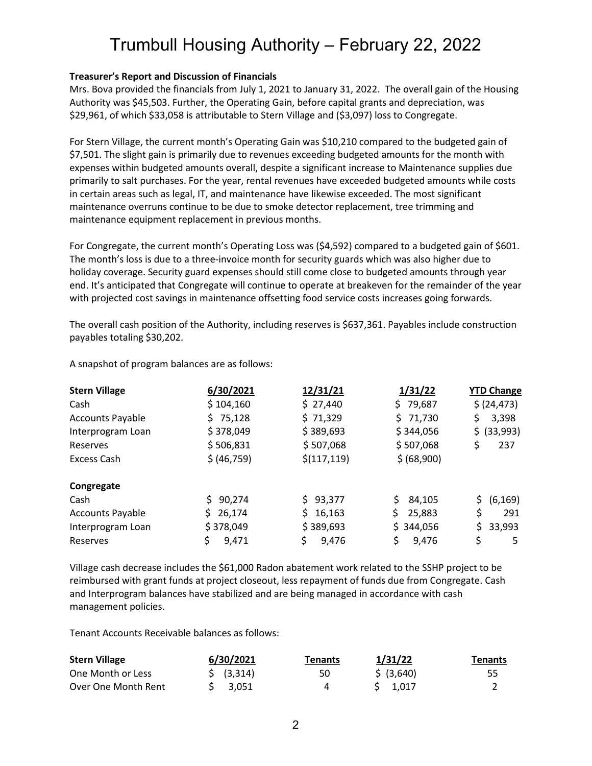# Trumbull Housing Authority – February 22, 2022

**Treasurer's Report and Discussion of Financials**

Mrs. Bova provided the financials from July 1, 2021 to January 31, 2022. The overall gain of the Housing Authority was $45,503. Further, the Operating Gain, before capital grants and depreciation, was $29,961, of which $33,058 is attributable to Stern Village and ($3,097) loss to Congregate.

For Stern Village, the current month's Operating Gain was $10,210 compared to the budgeted gain of $7,501. The slight gain is primarily due to revenues exceeding budgeted amounts for the month with expenses within budgeted amounts overall, despite a significant increase to Maintenance supplies due primarily to salt purchases. For the year, rental revenues have exceeded budgeted amounts while costs in certain areas such as legal, IT, and maintenance have likewise exceeded. The most significant maintenance overruns continue to be due to smoke detector replacement, tree trimming and maintenance equipment replacement in previous months.

For Congregate, the current month's Operating Loss was ($4,592) compared to a budgeted gain of $601. The month's loss is due to a three-invoice month for security guards which was also higher due to holiday coverage. Security guard expenses should still come close to budgeted amounts through year end. It's anticipated that Congregate will continue to operate at breakeven for the remainder of the year with projected cost savings in maintenance offsetting food service costs increases going forwards.

The overall cash position of the Authority, including reserves is $637,361. Payables include construction payables totaling $30,202.

A snapshot of program balances are as follows:

| **Stern Village** | **6/30/2021** | **12/31/21** | **1/31/22** | **YTD Change** |
|---|---|---|---|---|
| Cash | $ 104,160 | $ 27,440 | $ 79,687 | $ (24,473) |
| Accounts Payable | $ 75,128 | $ 71,329 | $ 71,730 | $ 3,398 |
| Interprogram Loan | $ 378,049 | $ 389,693 | $ 344,056 | $ (33,993) |
| Reserves | $ 506,831 | $ 507,068 | $ 507,068 | $ 237 |
| Excess Cash | $ (46,759) | $(117,119) | $ (68,900) | |
| **Congregate** | | | | |
| Cash | $ 90,274 | $ 93,377 | $ 84,105 | $ (6,169) |
| Accounts Payable | $ 26,174 | $ 16,163 | $ 25,883 | $ 291 |
| Interprogram Loan | $ 378,049 | $ 389,693 | $ 344,056 | $ 33,993 |
| Reserves | $ 9,471 | $ 9,476 | $ 9,476 | $ 5 |

Village cash decrease includes the $61,000 Radon abatement work related to the SSHP project to be reimbursed with grant funds at project closeout, less repayment of funds due from Congregate. Cash and Interprogram balances have stabilized and are being managed in accordance with cash management policies.

Tenant Accounts Receivable balances as follows:

| **Stern Village** | **6/30/2021** | **Tenants** | **1/31/22** | **Tenants** |
|---|---|---|---|---|
| One Month or Less | $ (3,314) | 50 | $ (3,640) | 55 |
| Over One Month Rent | $ 3,051 | 4 | $ 1,017 | 2 |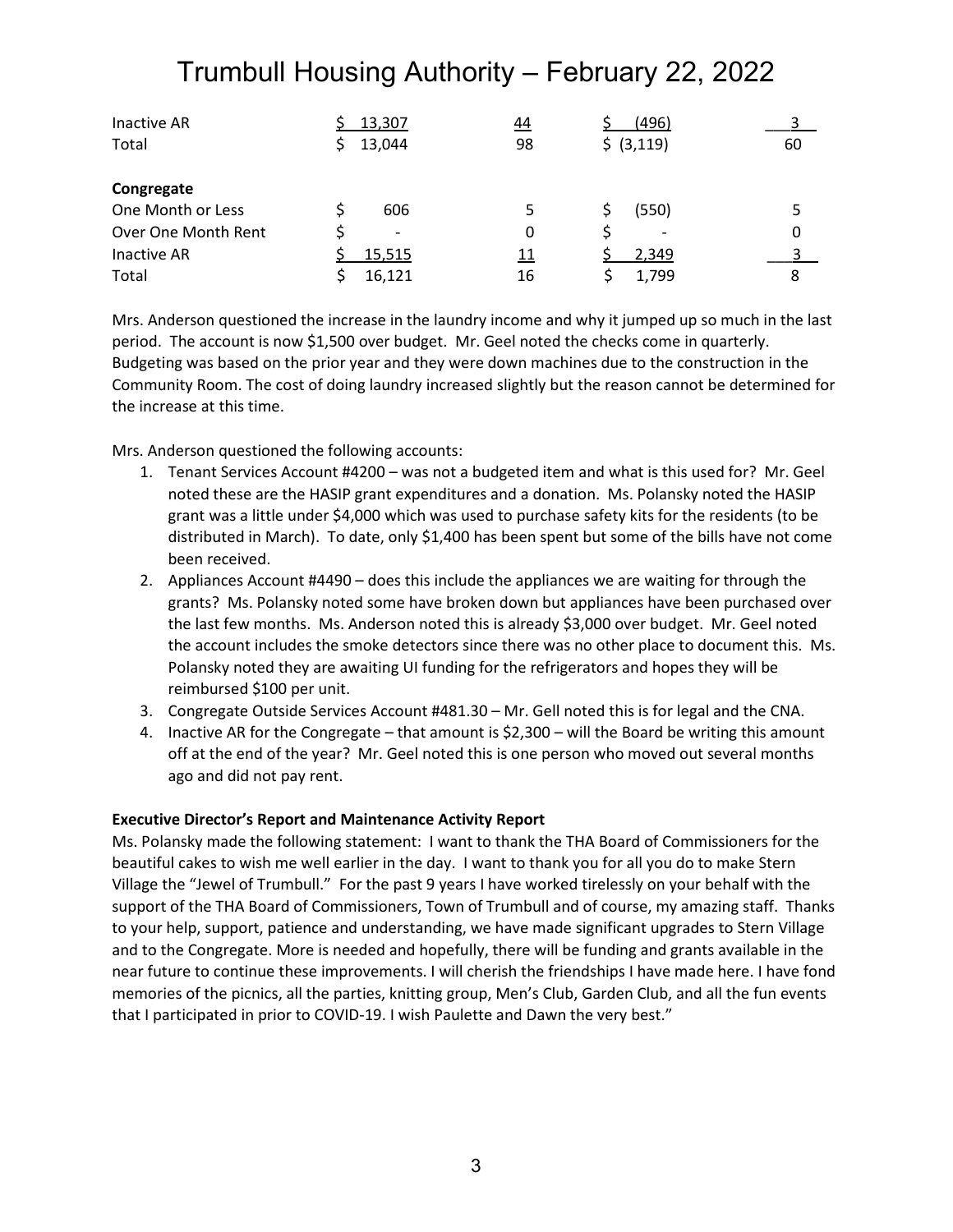| | | | | |
|---|---|---|---|---|
| Inactive AR | $ 13,307 | 44 | $ (496) | 3 |
| Total | $ 13,044 | 98 | $ (3,119) | 60 |
| | | | | |
| **Congregate** | | | | |
| One Month or Less | $ 606 | 5 | $ (550) | 5 |
| Over One Month Rent | $ - | 0 | $ - | 0 |
| Inactive AR | $ 15,515 | 11 | $ 2,349 | 3 |
| Total | $ 16,121 | 16 | $ 1,799 | 8 |

Mrs. Anderson questioned the increase in the laundry income and why it jumped up so much in the last period. The account is now $1,500 over budget. Mr. Geel noted the checks come in quarterly. Budgeting was based on the prior year and they were down machines due to the construction in the Community Room. The cost of doing laundry increased slightly but the reason cannot be determined for the increase at this time.

Mrs. Anderson questioned the following accounts:

1. Tenant Services Account #4200 – was not a budgeted item and what is this used for? Mr. Geel noted these are the HASIP grant expenditures and a donation. Ms. Polansky noted the HASIP grant was a little under $4,000 which was used to purchase safety kits for the residents (to be distributed in March). To date, only $1,400 has been spent but some of the bills have not come been received.
2. Appliances Account #4490 – does this include the appliances we are waiting for through the grants? Ms. Polansky noted some have broken down but appliances have been purchased over the last few months. Ms. Anderson noted this is already $3,000 over budget. Mr. Geel noted the account includes the smoke detectors since there was no other place to document this. Ms. Polansky noted they are awaiting UI funding for the refrigerators and hopes they will be reimbursed $100 per unit.
3. Congregate Outside Services Account #481.30 – Mr. Gell noted this is for legal and the CNA.
4. Inactive AR for the Congregate – that amount is $2,300 – will the Board be writing this amount off at the end of the year? Mr. Geel noted this is one person who moved out several months ago and did not pay rent.

**Executive Director's Report and Maintenance Activity Report**

Ms. Polansky made the following statement: I want to thank the THA Board of Commissioners for the beautiful cakes to wish me well earlier in the day. I want to thank you for all you do to make Stern Village the "Jewel of Trumbull." For the past 9 years I have worked tirelessly on your behalf with the support of the THA Board of Commissioners, Town of Trumbull and of course, my amazing staff. Thanks to your help, support, patience and understanding, we have made significant upgrades to Stern Village and to the Congregate. More is needed and hopefully, there will be funding and grants available in the near future to continue these improvements. I will cherish the friendships I have made here. I have fond memories of the picnics, all the parties, knitting group, Men's Club, Garden Club, and all the fun events that I participated in prior to COVID-19. I wish Paulette and Dawn the very best."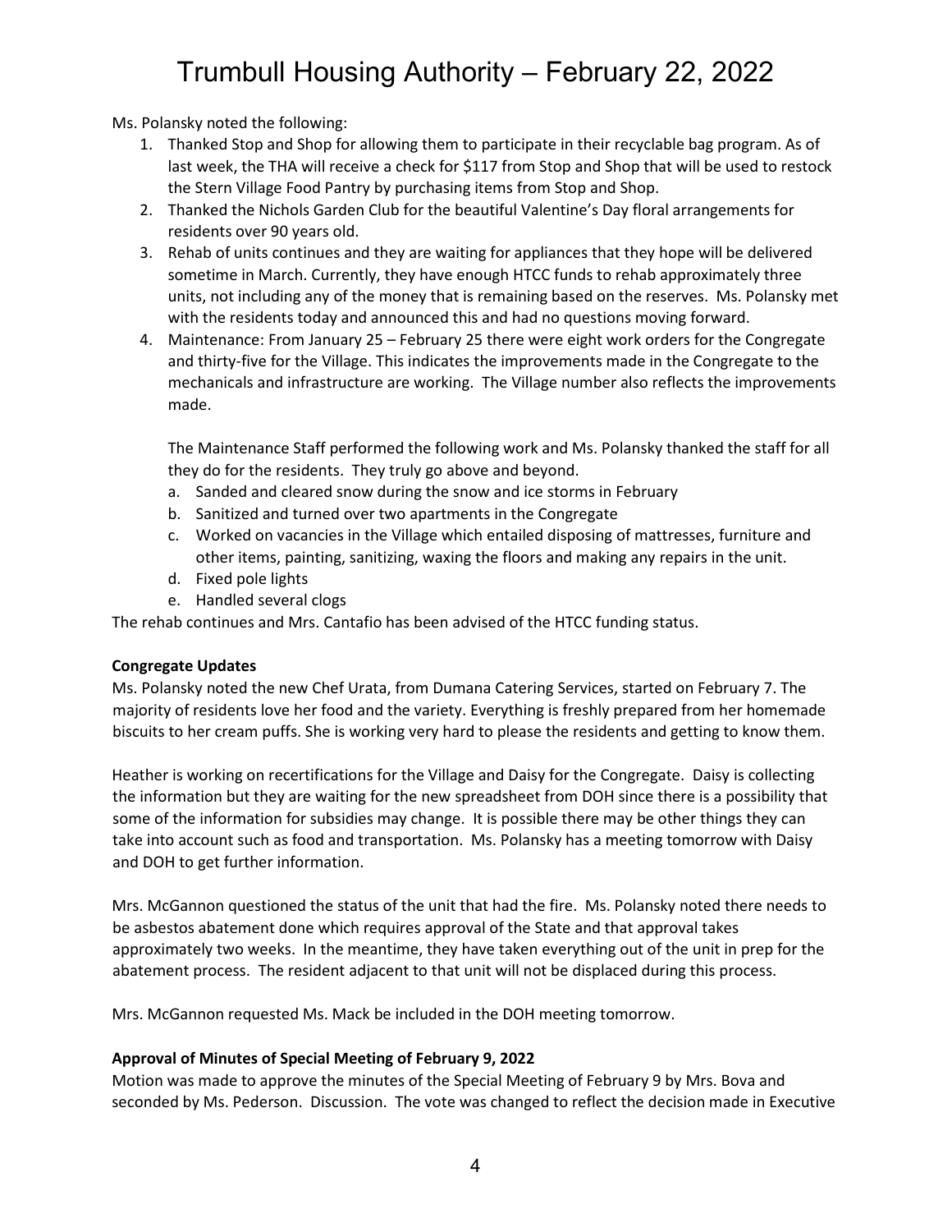Ms. Polansky noted the following:

1. Thanked Stop and Shop for allowing them to participate in their recyclable bag program. As of last week, the THA will receive a check for $117 from Stop and Shop that will be used to restock the Stern Village Food Pantry by purchasing items from Stop and Shop.
2. Thanked the Nichols Garden Club for the beautiful Valentine's Day floral arrangements for residents over 90 years old.
3. Rehab of units continues and they are waiting for appliances that they hope will be delivered sometime in March. Currently, they have enough HTCC funds to rehab approximately three units, not including any of the money that is remaining based on the reserves. Ms. Polansky met with the residents today and announced this and had no questions moving forward.
4. Maintenance: From January 25 – February 25 there were eight work orders for the Congregate and thirty-five for the Village. This indicates the improvements made in the Congregate to the mechanicals and infrastructure are working. The Village number also reflects the improvements made.

   The Maintenance Staff performed the following work and Ms. Polansky thanked the staff for all they do for the residents. They truly go above and beyond.

   a. Sanded and cleared snow during the snow and ice storms in February
   b. Sanitized and turned over two apartments in the Congregate
   c. Worked on vacancies in the Village which entailed disposing of mattresses, furniture and other items, painting, sanitizing, waxing the floors and making any repairs in the unit.
   d. Fixed pole lights
   e. Handled several clogs

The rehab continues and Mrs. Cantafio has been advised of the HTCC funding status.

**Congregate Updates**

Ms. Polansky noted the new Chef Urata, from Dumana Catering Services, started on February 7. The majority of residents love her food and the variety. Everything is freshly prepared from her homemade biscuits to her cream puffs. She is working very hard to please the residents and getting to know them.

Heather is working on recertifications for the Village and Daisy for the Congregate. Daisy is collecting the information but they are waiting for the new spreadsheet from DOH since there is a possibility that some of the information for subsidies may change. It is possible there may be other things they can take into account such as food and transportation. Ms. Polansky has a meeting tomorrow with Daisy and DOH to get further information.

Mrs. McGannon questioned the status of the unit that had the fire. Ms. Polansky noted there needs to be asbestos abatement done which requires approval of the State and that approval takes approximately two weeks. In the meantime, they have taken everything out of the unit in prep for the abatement process. The resident adjacent to that unit will not be displaced during this process.

Mrs. McGannon requested Ms. Mack be included in the DOH meeting tomorrow.

**Approval of Minutes of Special Meeting of February 9, 2022**

Motion was made to approve the minutes of the Special Meeting of February 9 by Mrs. Bova and seconded by Ms. Pederson. Discussion. The vote was changed to reflect the decision made in Executive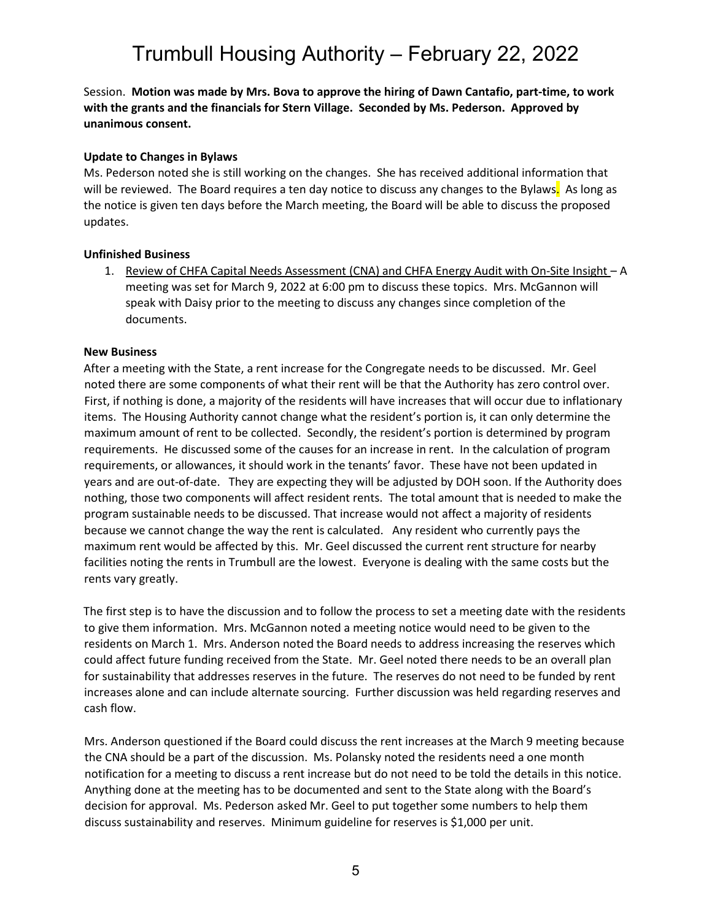Session. **Motion was made by Mrs. Bova to approve the hiring of Dawn Cantafio, part-time, to work with the grants and the financials for Stern Village. Seconded by Ms. Pederson. Approved by unanimous consent.**

**Update to Changes in Bylaws**

Ms. Pederson noted she is still working on the changes. She has received additional information that will be reviewed. The Board requires a ten day notice to discuss any changes to the Bylaws. As long as the notice is given ten days before the March meeting, the Board will be able to discuss the proposed updates.

**Unfinished Business**

1. Review of CHFA Capital Needs Assessment (CNA) and CHFA Energy Audit with On-Site Insight – A meeting was set for March 9, 2022 at 6:00 pm to discuss these topics. Mrs. McGannon will speak with Daisy prior to the meeting to discuss any changes since completion of the documents.

**New Business**

After a meeting with the State, a rent increase for the Congregate needs to be discussed. Mr. Geel noted there are some components of what their rent will be that the Authority has zero control over. First, if nothing is done, a majority of the residents will have increases that will occur due to inflationary items. The Housing Authority cannot change what the resident's portion is, it can only determine the maximum amount of rent to be collected. Secondly, the resident's portion is determined by program requirements. He discussed some of the causes for an increase in rent. In the calculation of program requirements, or allowances, it should work in the tenants' favor. These have not been updated in years and are out-of-date. They are expecting they will be adjusted by DOH soon. If the Authority does nothing, those two components will affect resident rents. The total amount that is needed to make the program sustainable needs to be discussed. That increase would not affect a majority of residents because we cannot change the way the rent is calculated. Any resident who currently pays the maximum rent would be affected by this. Mr. Geel discussed the current rent structure for nearby facilities noting the rents in Trumbull are the lowest. Everyone is dealing with the same costs but the rents vary greatly.

The first step is to have the discussion and to follow the process to set a meeting date with the residents to give them information. Mrs. McGannon noted a meeting notice would need to be given to the residents on March 1. Mrs. Anderson noted the Board needs to address increasing the reserves which could affect future funding received from the State. Mr. Geel noted there needs to be an overall plan for sustainability that addresses reserves in the future. The reserves do not need to be funded by rent increases alone and can include alternate sourcing. Further discussion was held regarding reserves and cash flow.

Mrs. Anderson questioned if the Board could discuss the rent increases at the March 9 meeting because the CNA should be a part of the discussion. Ms. Polansky noted the residents need a one month notification for a meeting to discuss a rent increase but do not need to be told the details in this notice. Anything done at the meeting has to be documented and sent to the State along with the Board's decision for approval. Ms. Pederson asked Mr. Geel to put together some numbers to help them discuss sustainability and reserves. Minimum guideline for reserves is $1,000 per unit.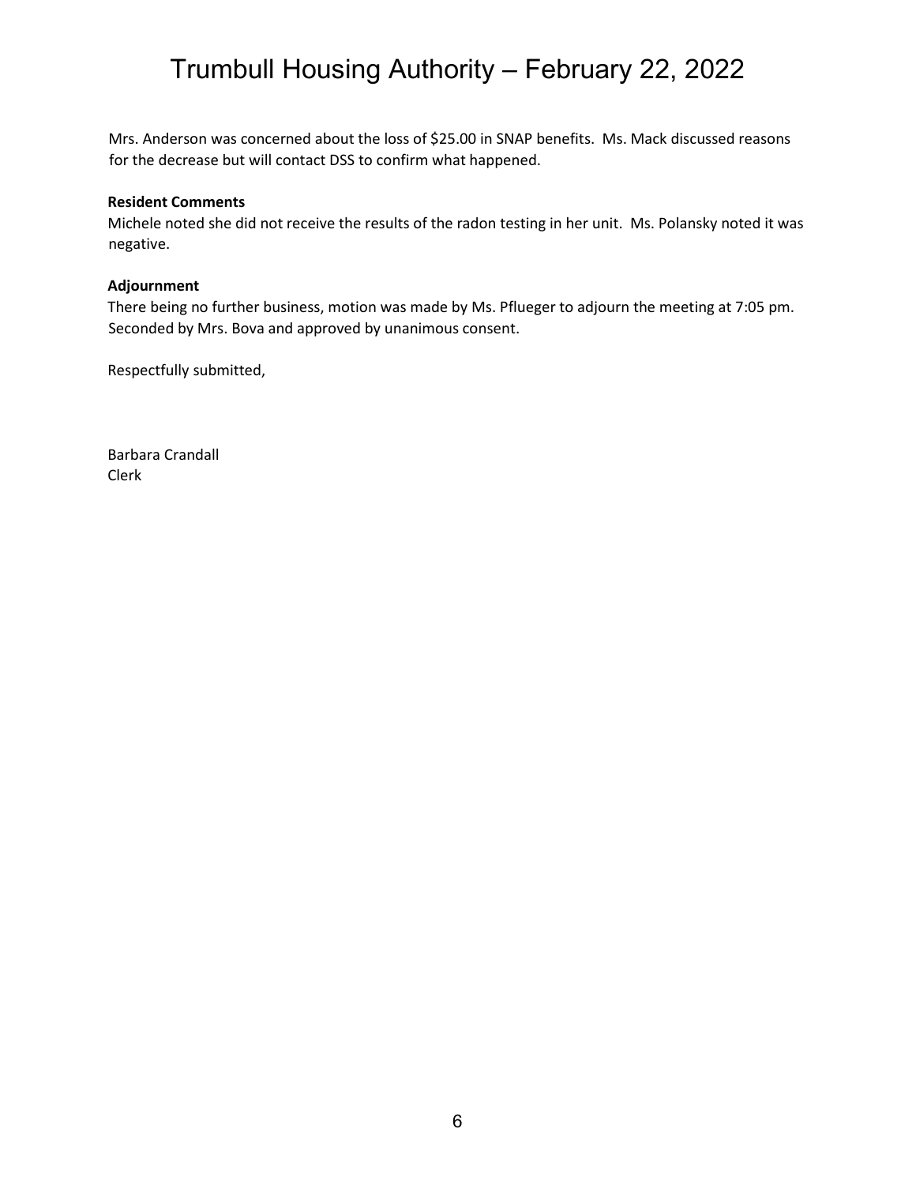Mrs. Anderson was concerned about the loss of $25.00 in SNAP benefits. Ms. Mack discussed reasons for the decrease but will contact DSS to confirm what happened.

**Resident Comments**

Michele noted she did not receive the results of the radon testing in her unit. Ms. Polansky noted it was negative.

**Adjournment**

There being no further business, motion was made by Ms. Pflueger to adjourn the meeting at 7:05 pm. Seconded by Mrs. Bova and approved by unanimous consent.

Respectfully submitted,

Barbara Crandall
Clerk